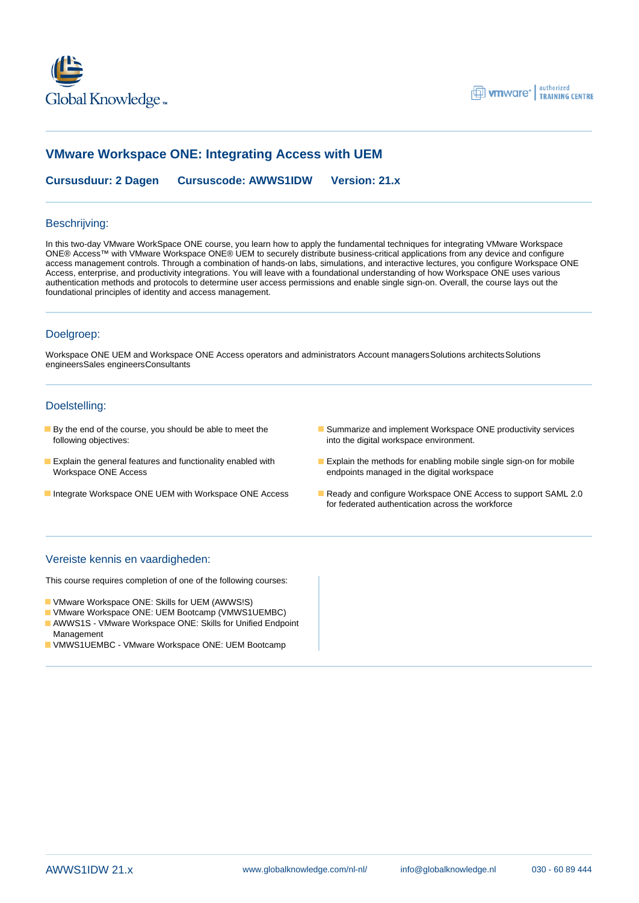# VMware Workspace ONE: Integrating Access with UEM

**Cursusduur: 2 Dagen** **Cursuscode: AWWS1IDW** **Version: 21.x**

## Beschrijving:

In this two-day VMware WorkSpace ONE course, you learn how to apply the fundamental techniques for integrating VMware Workspace ONE® Access™ with VMware Workspace ONE® UEM to securely distribute business-critical applications from any device and configure access management controls. Through a combination of hands-on labs, simulations, and interactive lectures, you configure Workspace ONE Access, enterprise, and productivity integrations. You will leave with a foundational understanding of how Workspace ONE uses various authentication methods and protocols to determine user access permissions and enable single sign-on. Overall, the course lays out the foundational principles of identity and access management.

## Doelgroep:

Workspace ONE UEM and Workspace ONE Access operators and administrators Account managersSolutions architectsSolutions engineersSales engineersConsultants

## Doelstelling:

- By the end of the course, you should be able to meet the following objectives:
- Explain the general features and functionality enabled with Workspace ONE Access
- Integrate Workspace ONE UEM with Workspace ONE Access
- Summarize and implement Workspace ONE productivity services into the digital workspace environment.
- Explain the methods for enabling mobile single sign-on for mobile endpoints managed in the digital workspace
- Ready and configure Workspace ONE Access to support SAML 2.0 for federated authentication across the workforce

## Vereiste kennis en vaardigheden:

This course requires completion of one of the following courses:

- VMware Workspace ONE: Skills for UEM (AWWS!S)
- VMware Workspace ONE: UEM Bootcamp (VMWS1UEMBC)
- AWWS1S - VMware Workspace ONE: Skills for Unified Endpoint Management
- VMWS1UEMBC - VMware Workspace ONE: UEM Bootcamp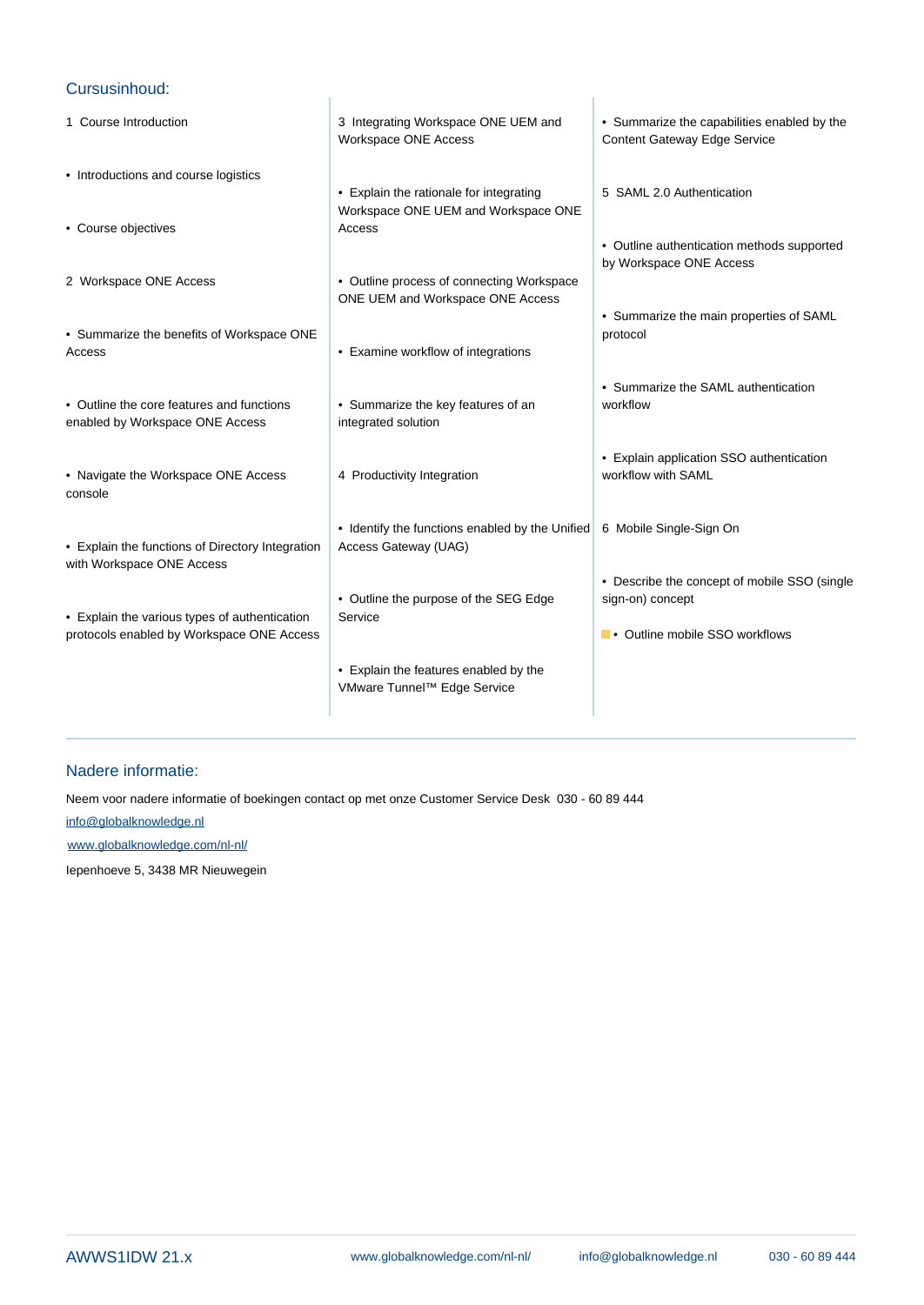## Cursusinhoud:

1 Course Introduction

- Introductions and course logistics
- Course objectives

2 Workspace ONE Access

- Summarize the benefits of Workspace ONE Access
- Outline the core features and functions enabled by Workspace ONE Access
- Navigate the Workspace ONE Access console
- Explain the functions of Directory Integration with Workspace ONE Access
- Explain the various types of authentication protocols enabled by Workspace ONE Access

3 Integrating Workspace ONE UEM and Workspace ONE Access

- Explain the rationale for integrating Workspace ONE UEM and Workspace ONE Access
- Outline process of connecting Workspace ONE UEM and Workspace ONE Access
- Examine workflow of integrations
- Summarize the key features of an integrated solution

4 Productivity Integration

- Identify the functions enabled by the Unified Access Gateway (UAG)
- Outline the purpose of the SEG Edge Service
- Explain the features enabled by the VMware Tunnel™ Edge Service
- Summarize the capabilities enabled by the Content Gateway Edge Service

5 SAML 2.0 Authentication

- Outline authentication methods supported by Workspace ONE Access
- Summarize the main properties of SAML protocol
- Summarize the SAML authentication workflow
- Explain application SSO authentication workflow with SAML

6 Mobile Single-Sign On

- Describe the concept of mobile SSO (single sign-on) concept
- Outline mobile SSO workflows

## Nadere informatie:

Neem voor nadere informatie of boekingen contact op met onze Customer Service Desk 030 - 60 89 444

info@globalknowledge.nl

www.globalknowledge.com/nl-nl/

Iepenhoeve 5, 3438 MR Nieuwegein